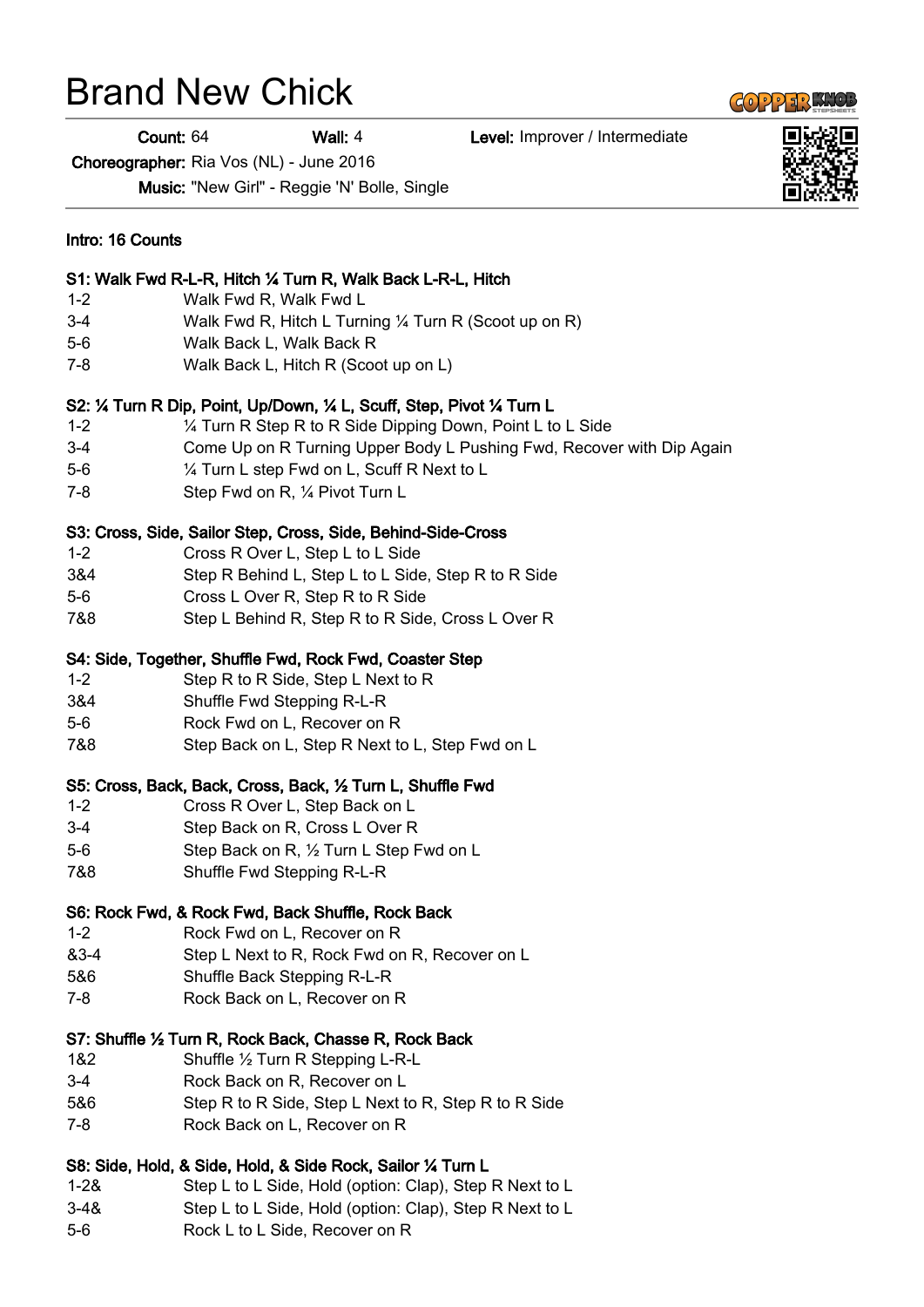# Brand New Chick

**Count:** 64 **Wall:** 4 **Level:** Improver / Intermediate

**Choreographer:** Ria Vos (NL) - June 2016

**Music:** "New Girl" - Reggie 'N' Bolle, Single

**Intro: 16 Counts**

**S1: Walk Fwd R-L-R, Hitch ¼ Turn R, Walk Back L-R-L, Hitch**

| | |
|---|---|
| 1-2 | Walk Fwd R, Walk Fwd L |
| 3-4 | Walk Fwd R, Hitch L Turning ¼ Turn R (Scoot up on R) |
| 5-6 | Walk Back L, Walk Back R |
| 7-8 | Walk Back L, Hitch R (Scoot up on L) |

**S2: ¼ Turn R Dip, Point, Up/Down, ¼ L, Scuff, Step, Pivot ¼ Turn L**

| | |
|---|---|
| 1-2 | ¼ Turn R Step R to R Side Dipping Down, Point L to L Side |
| 3-4 | Come Up on R Turning Upper Body L Pushing Fwd, Recover with Dip Again |
| 5-6 | ¼ Turn L step Fwd on L, Scuff R Next to L |
| 7-8 | Step Fwd on R, ¼ Pivot Turn L |

**S3: Cross, Side, Sailor Step, Cross, Side, Behind-Side-Cross**

| | |
|---|---|
| 1-2 | Cross R Over L, Step L to L Side |
| 3&4 | Step R Behind L, Step L to L Side, Step R to R Side |
| 5-6 | Cross L Over R, Step R to R Side |
| 7&8 | Step L Behind R, Step R to R Side, Cross L Over R |

**S4: Side, Together, Shuffle Fwd, Rock Fwd, Coaster Step**

| | |
|---|---|
| 1-2 | Step R to R Side, Step L Next to R |
| 3&4 | Shuffle Fwd Stepping R-L-R |
| 5-6 | Rock Fwd on L, Recover on R |
| 7&8 | Step Back on L, Step R Next to L, Step Fwd on L |

**S5: Cross, Back, Back, Cross, Back, ½ Turn L, Shuffle Fwd**

| | |
|---|---|
| 1-2 | Cross R Over L, Step Back on L |
| 3-4 | Step Back on R, Cross L Over R |
| 5-6 | Step Back on R, ½ Turn L Step Fwd on L |
| 7&8 | Shuffle Fwd Stepping R-L-R |

**S6: Rock Fwd, & Rock Fwd, Back Shuffle, Rock Back**

| | |
|---|---|
| 1-2 | Rock Fwd on L, Recover on R |
| &3-4 | Step L Next to R, Rock Fwd on R, Recover on L |
| 5&6 | Shuffle Back Stepping R-L-R |
| 7-8 | Rock Back on L, Recover on R |

**S7: Shuffle ½ Turn R, Rock Back, Chasse R, Rock Back**

| | |
|---|---|
| 1&2 | Shuffle ½ Turn R Stepping L-R-L |
| 3-4 | Rock Back on R, Recover on L |
| 5&6 | Step R to R Side, Step L Next to R, Step R to R Side |
| 7-8 | Rock Back on L, Recover on R |

**S8: Side, Hold, & Side, Hold, & Side Rock, Sailor ¼ Turn L**

| | |
|---|---|
| 1-2& | Step L to L Side, Hold (option: Clap), Step R Next to L |
| 3-4& | Step L to L Side, Hold (option: Clap), Step R Next to L |
| 5-6 | Rock L to L Side, Recover on R |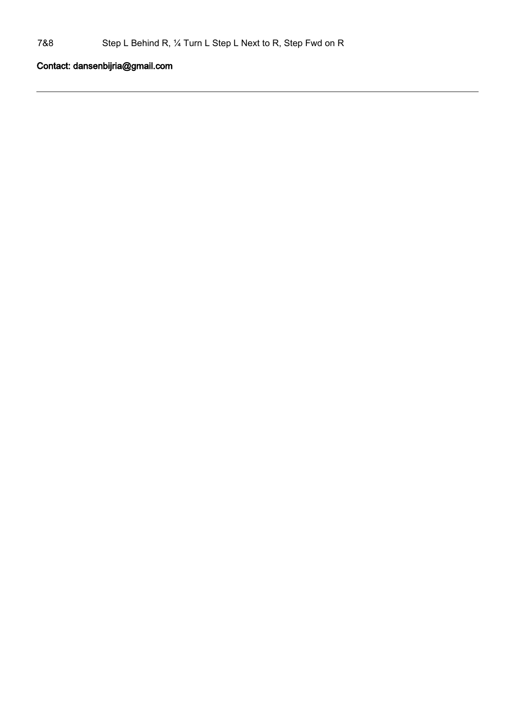7&8 Step L Behind R, ¼ Turn L Step L Next to R, Step Fwd on R

**Contact: dansenbijria@gmail.com**

---